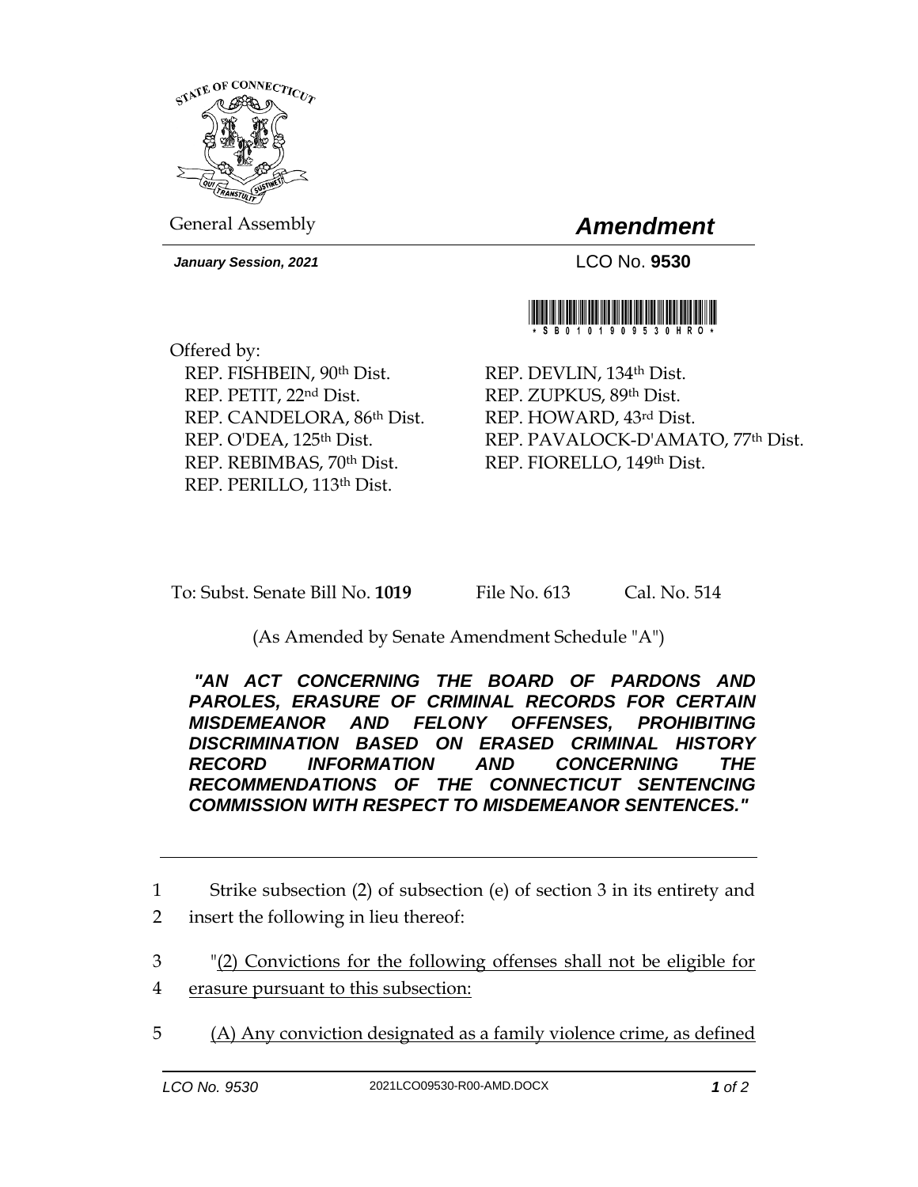STATE OF CONNECTICUT

General Assembly

# *Amendment*

***January Session, 2021***

LCO No. **9530**

\* S B 0 1 0 1 9 0 9 5 3 0 H R O \*

Offered by:

REP. FISHBEIN, 90th Dist.
REP. PETIT, 22nd Dist.
REP. CANDELORA, 86th Dist.
REP. O'DEA, 125th Dist.
REP. REBIMBAS, 70th Dist.
REP. PERILLO, 113th Dist.
REP. DEVLIN, 134th Dist.
REP. ZUPKUS, 89th Dist.
REP. HOWARD, 43rd Dist.
REP. PAVALOCK-D'AMATO, 77th Dist.
REP. FIORELLO, 149th Dist.

To: Subst. Senate Bill No. **1019** File No. 613 Cal. No. 514

(As Amended by Senate Amendment Schedule "A")

***"AN ACT CONCERNING THE BOARD OF PARDONS AND PAROLES, ERASURE OF CRIMINAL RECORDS FOR CERTAIN MISDEMEANOR AND FELONY OFFENSES, PROHIBITING DISCRIMINATION BASED ON ERASED CRIMINAL HISTORY RECORD INFORMATION AND CONCERNING THE RECOMMENDATIONS OF THE CONNECTICUT SENTENCING COMMISSION WITH RESPECT TO MISDEMEANOR SENTENCES."***

---

1 Strike subsection (2) of subsection (e) of section 3 in its entirety and
2 insert the following in lieu thereof:

3 "(2) Convictions for the following offenses shall not be eligible for
4 erasure pursuant to this subsection:

5 (A) Any conviction designated as a family violence crime, as defined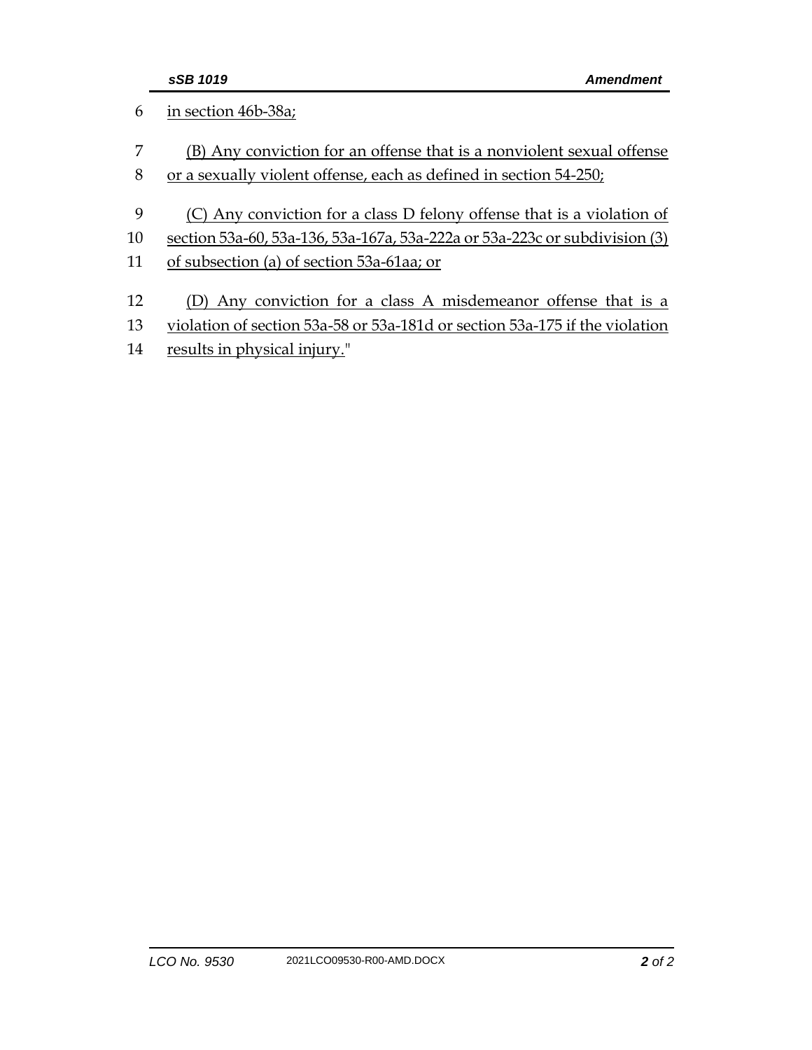6 in section 46b-38a;

7 (B) Any conviction for an offense that is a nonviolent sexual offense
8 or a sexually violent offense, each as defined in section 54-250;

9 (C) Any conviction for a class D felony offense that is a violation of
10 section 53a-60, 53a-136, 53a-167a, 53a-222a or 53a-223c or subdivision (3)
11 of subsection (a) of section 53a-61aa; or

12 (D) Any conviction for a class A misdemeanor offense that is a
13 violation of section 53a-58 or 53a-181d or section 53a-175 if the violation
14 results in physical injury."